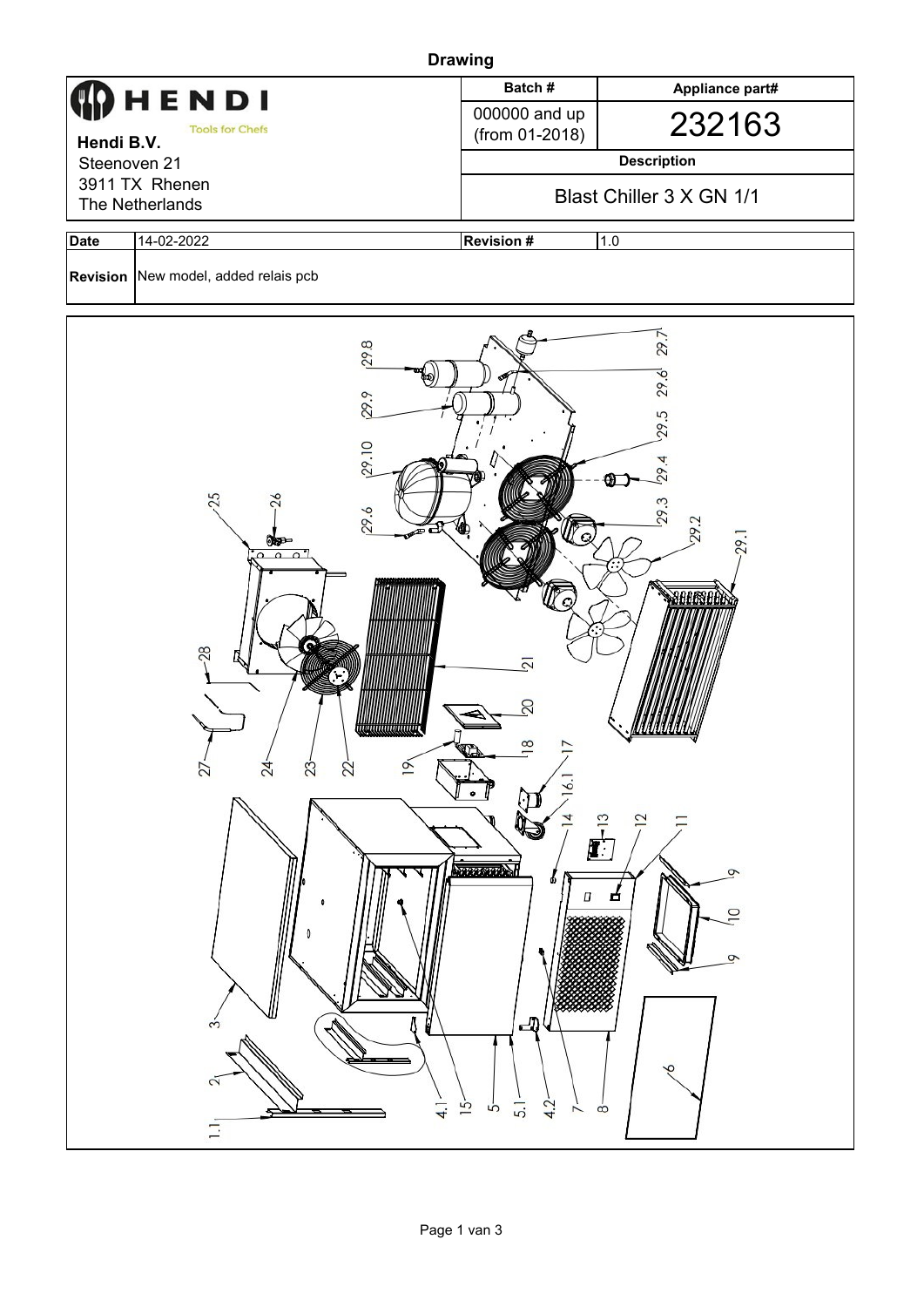# Drawing

| HENDI Tools for Chefs | Batch # | Appliance part# |
|---|---|---|
| **Hendi B.V.** Steenoven 21 3911 TX Rhenen The Netherlands | 000000 and up (from 01-2018) | 232163 |
| | **Description** | |
| | Blast Chiller 3 X GN 1/1 | |

| **Date** | 14-02-2022 | **Revision #** | 1.0 |
|---|---|---|---|
| **Revision** | New model, added relais pcb | | |

29.8, 29.9, 29.10, 29.6, 29.7, 29.6, 29.5, 29.4, 29.3, 29.2, 29.1, 25, 26, 28, 27, 24, 23, 22, 21, 20, 19, 18, 17, 16.1, 14, 13, 12, 11, 9, 10, 9, 3, 2, 1.1, 4.1, 15, 5, 5.1, 4.2, 7, 8, 6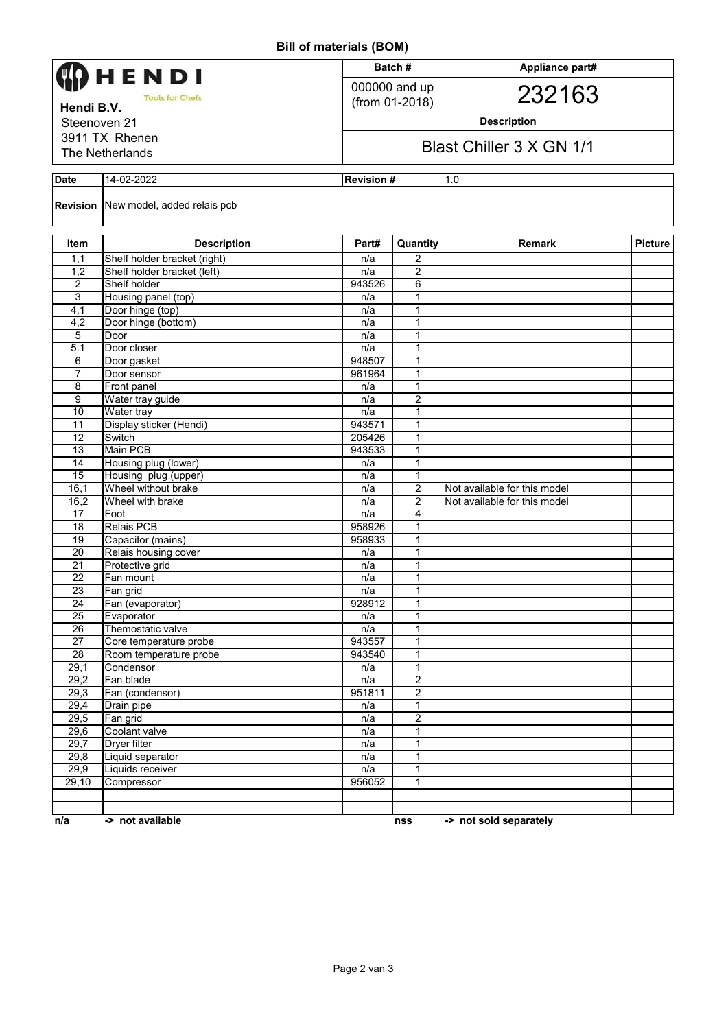# Bill of materials (BOM)

| HENDI Tools for Chefs | Batch # | Appliance part# |
|---|---|---|
| **Hendi B.V.** Steenoven 21, 3911 TX Rhenen, The Netherlands | 000000 and up (from 01-2018) | 232163 |
| | **Description** | |
| | Blast Chiller 3 X GN 1/1 | |

| **Date** | 14-02-2022 | **Revision #** | 1.0 |
|---|---|---|---|
| **Revision** | New model, added relais pcb | | |

| Item | Description | Part# | Quantity | Remark | Picture |
|---|---|---|---|---|---|
| 1,1 | Shelf holder bracket (right) | n/a | 2 | | |
| 1,2 | Shelf holder bracket (left) | n/a | 2 | | |
| 2 | Shelf holder | 943526 | 6 | | |
| 3 | Housing panel (top) | n/a | 1 | | |
| 4,1 | Door hinge (top) | n/a | 1 | | |
| 4,2 | Door hinge (bottom) | n/a | 1 | | |
| 5 | Door | n/a | 1 | | |
| 5.1 | Door closer | n/a | 1 | | |
| 6 | Door gasket | 948507 | 1 | | |
| 7 | Door sensor | 961964 | 1 | | |
| 8 | Front panel | n/a | 1 | | |
| 9 | Water tray guide | n/a | 2 | | |
| 10 | Water tray | n/a | 1 | | |
| 11 | Display sticker (Hendi) | 943571 | 1 | | |
| 12 | Switch | 205426 | 1 | | |
| 13 | Main PCB | 943533 | 1 | | |
| 14 | Housing plug (lower) | n/a | 1 | | |
| 15 | Housing plug (upper) | n/a | 1 | | |
| 16,1 | Wheel without brake | n/a | 2 | Not available for this model | |
| 16,2 | Wheel with brake | n/a | 2 | Not available for this model | |
| 17 | Foot | n/a | 4 | | |
| 18 | Relais PCB | 958926 | 1 | | |
| 19 | Capacitor (mains) | 958933 | 1 | | |
| 20 | Relais housing cover | n/a | 1 | | |
| 21 | Protective grid | n/a | 1 | | |
| 22 | Fan mount | n/a | 1 | | |
| 23 | Fan grid | n/a | 1 | | |
| 24 | Fan (evaporator) | 928912 | 1 | | |
| 25 | Evaporator | n/a | 1 | | |
| 26 | Themostatic valve | n/a | 1 | | |
| 27 | Core temperature probe | 943557 | 1 | | |
| 28 | Room temperature probe | 943540 | 1 | | |
| 29,1 | Condensor | n/a | 1 | | |
| 29,2 | Fan blade | n/a | 2 | | |
| 29,3 | Fan (condensor) | 951811 | 2 | | |
| 29,4 | Drain pipe | n/a | 1 | | |
| 29,5 | Fan grid | n/a | 2 | | |
| 29,6 | Coolant valve | n/a | 1 | | |
| 29,7 | Dryer filter | n/a | 1 | | |
| 29,8 | Liquid separator | n/a | 1 | | |
| 29,9 | Liquids receiver | n/a | 1 | | |
| 29,10 | Compressor | 956052 | 1 | | |
| | | | | | |
| | | | | | |

**n/a** -> not available  **nss** -> not sold separately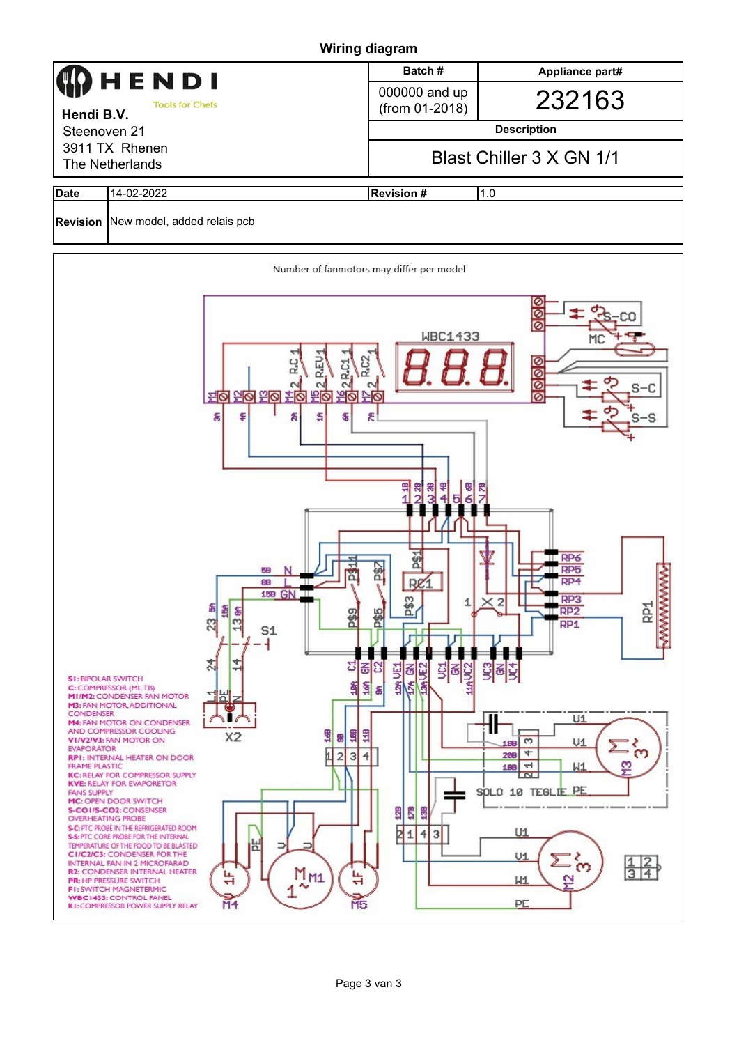# Wiring diagram

| | Batch # | Appliance part# |
|---|---|---|
| **HENDI** Tools for Chefs<br>**Hendi B.V.**<br>Steenoven 21<br>3911 TX Rhenen<br>The Netherlands | 000000 and up (from 01-2018) | 232163 |
| | **Description** | |
| | Blast Chiller 3 X GN 1/1 | |

| | | | |
|---|---|---|---|
| **Date** | 14-02-2022 | **Revision #** | 1.0 |
| **Revision** | New model, added relais pcb | | |

Number of fanmotors may differ per model

WBC1433

888

S-CO

MC

S-C

S-S

M1 M2 M3 M4 M5 M6 M7

R.C 1 2

R.EV1 2

R.C1 1 2

R.C2 1 2

3A 4A 2A 1A 6A 7A

1B 2B 3B 4B 6B 7B

1 2 3 4 5 6 7

RP6 RP5 RP4 RP3 RP2 RP1

RP1

5B N

8B L

15B GN

P$11 P$7 P$1

RC1

P$3

1 2

P$9 P$5

C1 GN C2 VE1 GN VE2 VC1 GN VC2 VC3 GN VC4

10A 16A 9A 12A 17A 13A 11A

23 5A 15A 13 8A

S1

24 14

L PE N

X2

16B 9B 10B 11B

1 2 3 4

U1

V1

W1

18B 20B 16B

3 4 1 2

M3 3~

SOLO 10 TEGLIE PE

12B 17B 13B

2 1 4 3

U1

V1

W1

PE

M2 3~

1 2 3 4

PE

U V

M M1 1~

1F M4

1F M5

**S1:** BIPOLAR SWITCH

**C:** COMPRESSOR (ML.TB)

**M1/M2:** CONDENSER FAN MOTOR

**M3:** FAN MOTOR, ADDITIONAL CONDENSER

**M4:** FAN MOTOR ON CONDENSER AND COMPRESSOR COOLING

**V1/V2/V3:** FAN MOTOR ON EVAPORATOR

**RP1:** INTERNAL HEATER ON DOOR FRAME PLASTIC

**KC:** RELAY FOR COMPRESSOR SUPPLY

**KVE:** RELAY FOR EVAPORATOR FANS SUPPLY

**MC:** OPEN DOOR SWITCH

**S-CO1/S-CO2:** CONSENSER OVERHEATING PROBE

**S-C:** PTC PROBE IN THE REFRIGERATED ROOM

**S-S:** PTC CORE PROBE FOR THE INTERNAL TEMPERATURE OF THE FOOD TO BE BLASTED

**C1/C2/C3:** CONDENSER FOR THE INTERNAL FAN IN 2 MICROFARAD

**R2:** CONDENSER INTERNAL HEATER

**PR:** HP PRESSURE SWITCH

**F1:** SWITCH MAGNETERMIC

**WBC1433:** CONTROL PANEL

**K1:** COMPRESSOR POWER SUPPLY RELAY